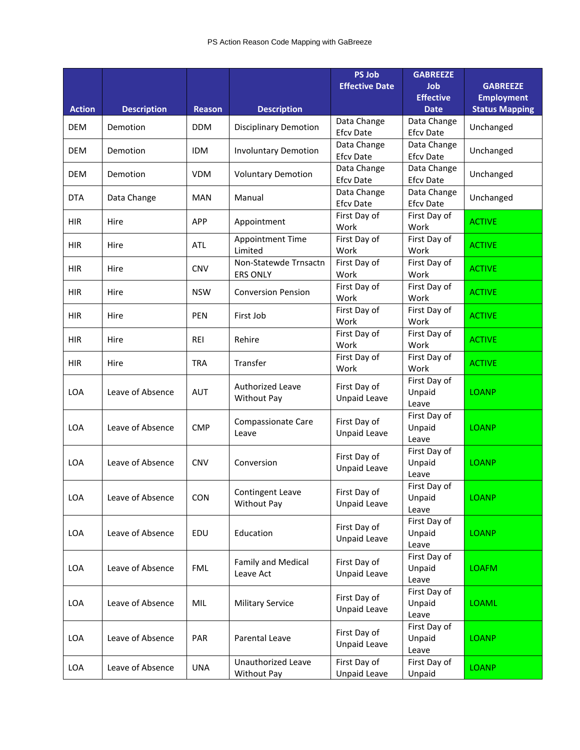PS Action Reason Code Mapping with GaBreeze

| Action | Description | Reason | Description | PS Job Effective Date | GABREEZE Job Effective Date | GABREEZE Employment Status Mapping |
|---|---|---|---|---|---|---|
| DEM | Demotion | DDM | Disciplinary Demotion | Data Change Efcv Date | Data Change Efcv Date | Unchanged |
| DEM | Demotion | IDM | Involuntary Demotion | Data Change Efcv Date | Data Change Efcv Date | Unchanged |
| DEM | Demotion | VDM | Voluntary Demotion | Data Change Efcv Date | Data Change Efcv Date | Unchanged |
| DTA | Data Change | MAN | Manual | Data Change Efcv Date | Data Change Efcv Date | Unchanged |
| HIR | Hire | APP | Appointment | First Day of Work | First Day of Work | ACTIVE |
| HIR | Hire | ATL | Appointment Time Limited | First Day of Work | First Day of Work | ACTIVE |
| HIR | Hire | CNV | Non-Statewde Trnsactn ERS ONLY | First Day of Work | First Day of Work | ACTIVE |
| HIR | Hire | NSW | Conversion Pension | First Day of Work | First Day of Work | ACTIVE |
| HIR | Hire | PEN | First Job | First Day of Work | First Day of Work | ACTIVE |
| HIR | Hire | REI | Rehire | First Day of Work | First Day of Work | ACTIVE |
| HIR | Hire | TRA | Transfer | First Day of Work | First Day of Work | ACTIVE |
| LOA | Leave of Absence | AUT | Authorized Leave Without Pay | First Day of Unpaid Leave | First Day of Unpaid Leave | LOANP |
| LOA | Leave of Absence | CMP | Compassionate Care Leave | First Day of Unpaid Leave | First Day of Unpaid Leave | LOANP |
| LOA | Leave of Absence | CNV | Conversion | First Day of Unpaid Leave | First Day of Unpaid Leave | LOANP |
| LOA | Leave of Absence | CON | Contingent Leave Without Pay | First Day of Unpaid Leave | First Day of Unpaid Leave | LOANP |
| LOA | Leave of Absence | EDU | Education | First Day of Unpaid Leave | First Day of Unpaid Leave | LOANP |
| LOA | Leave of Absence | FML | Family and Medical Leave Act | First Day of Unpaid Leave | First Day of Unpaid Leave | LOAFM |
| LOA | Leave of Absence | MIL | Military Service | First Day of Unpaid Leave | First Day of Unpaid Leave | LOAML |
| LOA | Leave of Absence | PAR | Parental Leave | First Day of Unpaid Leave | First Day of Unpaid Leave | LOANP |
| LOA | Leave of Absence | UNA | Unauthorized Leave Without Pay | First Day of Unpaid Leave | First Day of Unpaid | LOANP |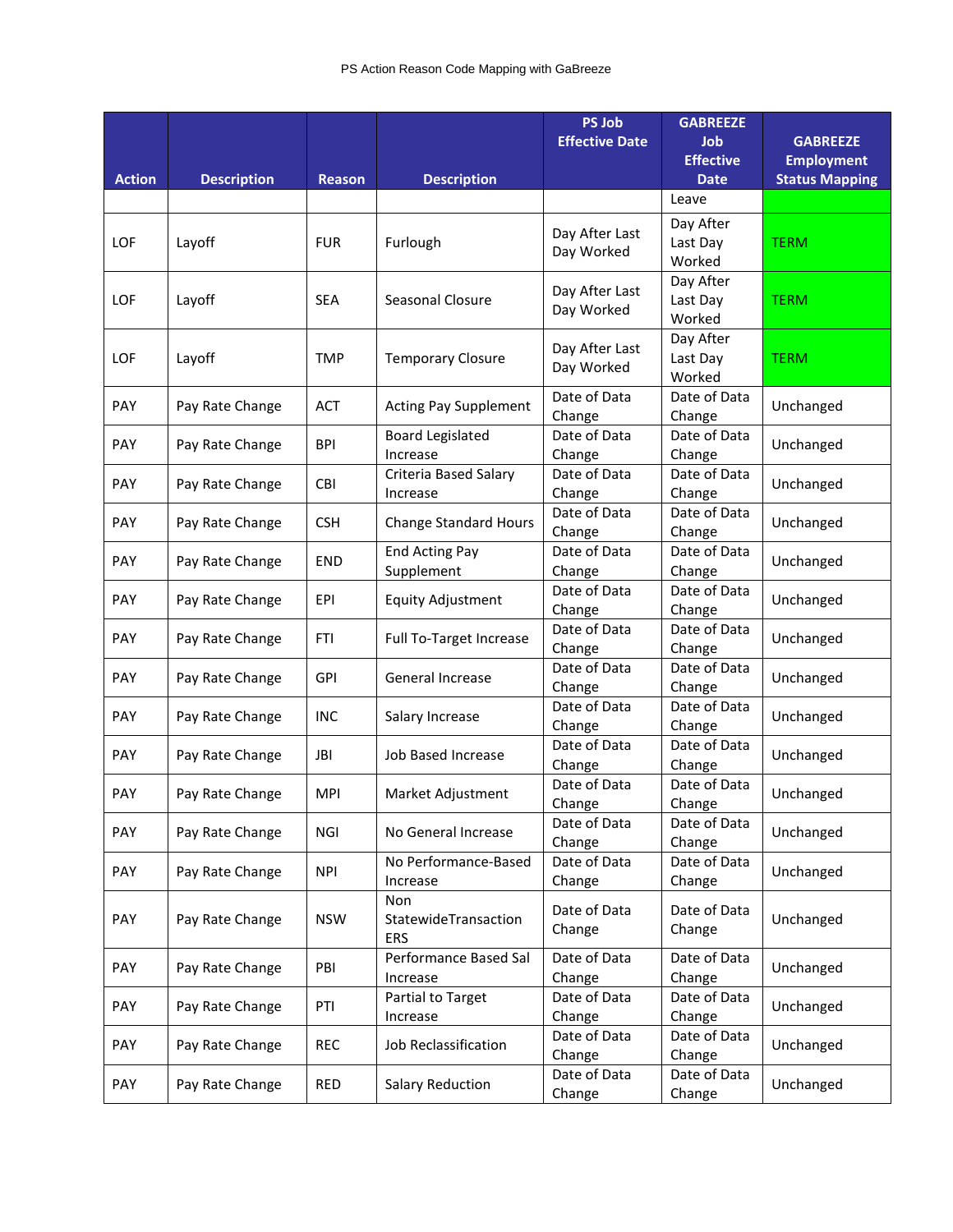PS Action Reason Code Mapping with GaBreeze

| Action | Description | Reason | Description | PS Job Effective Date | GABREEZE Job Effective Date | GABREEZE Employment Status Mapping |
|---|---|---|---|---|---|---|
| | | | | | Leave | |
| LOF | Layoff | FUR | Furlough | Day After Last Day Worked | Day After Last Day Worked | TERM |
| LOF | Layoff | SEA | Seasonal Closure | Day After Last Day Worked | Day After Last Day Worked | TERM |
| LOF | Layoff | TMP | Temporary Closure | Day After Last Day Worked | Day After Last Day Worked | TERM |
| PAY | Pay Rate Change | ACT | Acting Pay Supplement | Date of Data Change | Date of Data Change | Unchanged |
| PAY | Pay Rate Change | BPI | Board Legislated Increase | Date of Data Change | Date of Data Change | Unchanged |
| PAY | Pay Rate Change | CBI | Criteria Based Salary Increase | Date of Data Change | Date of Data Change | Unchanged |
| PAY | Pay Rate Change | CSH | Change Standard Hours | Date of Data Change | Date of Data Change | Unchanged |
| PAY | Pay Rate Change | END | End Acting Pay Supplement | Date of Data Change | Date of Data Change | Unchanged |
| PAY | Pay Rate Change | EPI | Equity Adjustment | Date of Data Change | Date of Data Change | Unchanged |
| PAY | Pay Rate Change | FTI | Full To-Target Increase | Date of Data Change | Date of Data Change | Unchanged |
| PAY | Pay Rate Change | GPI | General Increase | Date of Data Change | Date of Data Change | Unchanged |
| PAY | Pay Rate Change | INC | Salary Increase | Date of Data Change | Date of Data Change | Unchanged |
| PAY | Pay Rate Change | JBI | Job Based Increase | Date of Data Change | Date of Data Change | Unchanged |
| PAY | Pay Rate Change | MPI | Market Adjustment | Date of Data Change | Date of Data Change | Unchanged |
| PAY | Pay Rate Change | NGI | No General Increase | Date of Data Change | Date of Data Change | Unchanged |
| PAY | Pay Rate Change | NPI | No Performance-Based Increase | Date of Data Change | Date of Data Change | Unchanged |
| PAY | Pay Rate Change | NSW | Non StatewideTransaction ERS | Date of Data Change | Date of Data Change | Unchanged |
| PAY | Pay Rate Change | PBI | Performance Based Sal Increase | Date of Data Change | Date of Data Change | Unchanged |
| PAY | Pay Rate Change | PTI | Partial to Target Increase | Date of Data Change | Date of Data Change | Unchanged |
| PAY | Pay Rate Change | REC | Job Reclassification | Date of Data Change | Date of Data Change | Unchanged |
| PAY | Pay Rate Change | RED | Salary Reduction | Date of Data Change | Date of Data Change | Unchanged |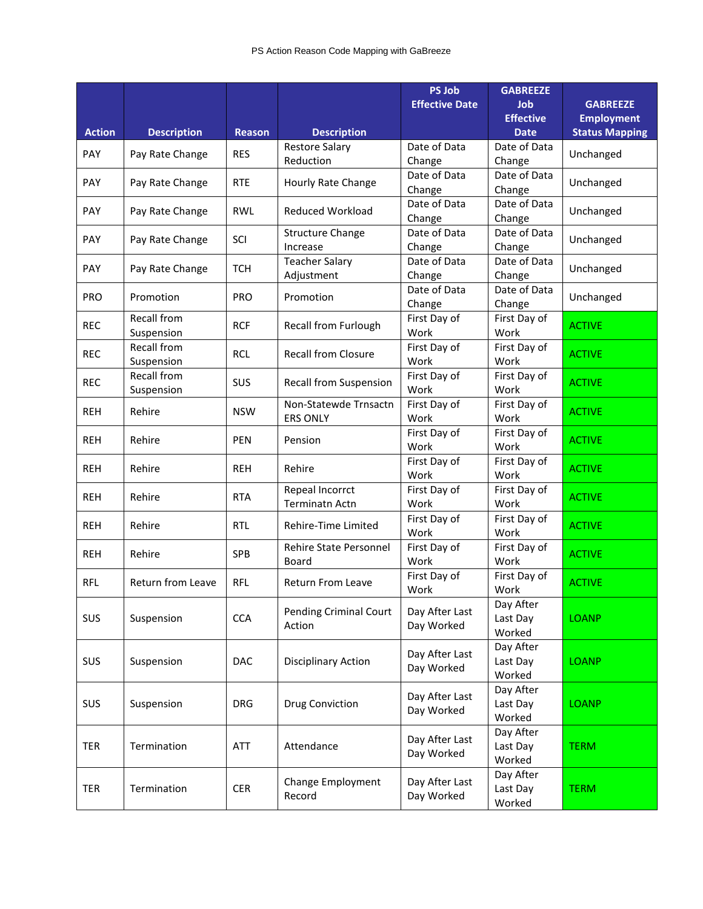PS Action Reason Code Mapping with GaBreeze

| Action | Description | Reason | Description | PS Job Effective Date | GABREEZE Job Effective Date | GABREEZE Employment Status Mapping |
|---|---|---|---|---|---|---|
| PAY | Pay Rate Change | RES | Restore Salary Reduction | Date of Data Change | Date of Data Change | Unchanged |
| PAY | Pay Rate Change | RTE | Hourly Rate Change | Date of Data Change | Date of Data Change | Unchanged |
| PAY | Pay Rate Change | RWL | Reduced Workload | Date of Data Change | Date of Data Change | Unchanged |
| PAY | Pay Rate Change | SCI | Structure Change Increase | Date of Data Change | Date of Data Change | Unchanged |
| PAY | Pay Rate Change | TCH | Teacher Salary Adjustment | Date of Data Change | Date of Data Change | Unchanged |
| PRO | Promotion | PRO | Promotion | Date of Data Change | Date of Data Change | Unchanged |
| REC | Recall from Suspension | RCF | Recall from Furlough | First Day of Work | First Day of Work | ACTIVE |
| REC | Recall from Suspension | RCL | Recall from Closure | First Day of Work | First Day of Work | ACTIVE |
| REC | Recall from Suspension | SUS | Recall from Suspension | First Day of Work | First Day of Work | ACTIVE |
| REH | Rehire | NSW | Non-Statewde Trnsactn ERS ONLY | First Day of Work | First Day of Work | ACTIVE |
| REH | Rehire | PEN | Pension | First Day of Work | First Day of Work | ACTIVE |
| REH | Rehire | REH | Rehire | First Day of Work | First Day of Work | ACTIVE |
| REH | Rehire | RTA | Repeal Incorrct Terminatn Actn | First Day of Work | First Day of Work | ACTIVE |
| REH | Rehire | RTL | Rehire-Time Limited | First Day of Work | First Day of Work | ACTIVE |
| REH | Rehire | SPB | Rehire State Personnel Board | First Day of Work | First Day of Work | ACTIVE |
| RFL | Return from Leave | RFL | Return From Leave | First Day of Work | First Day of Work | ACTIVE |
| SUS | Suspension | CCA | Pending Criminal Court Action | Day After Last Day Worked | Day After Last Day Worked | LOANP |
| SUS | Suspension | DAC | Disciplinary Action | Day After Last Day Worked | Day After Last Day Worked | LOANP |
| SUS | Suspension | DRG | Drug Conviction | Day After Last Day Worked | Day After Last Day Worked | LOANP |
| TER | Termination | ATT | Attendance | Day After Last Day Worked | Day After Last Day Worked | TERM |
| TER | Termination | CER | Change Employment Record | Day After Last Day Worked | Day After Last Day Worked | TERM |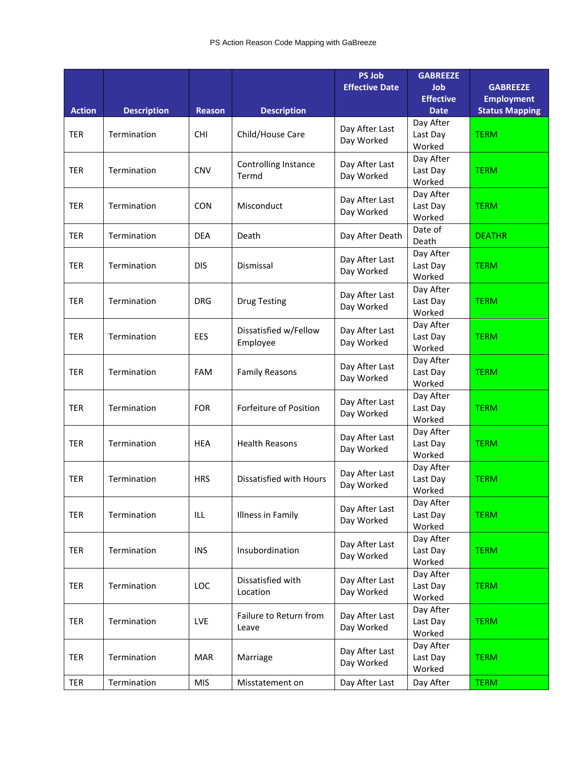PS Action Reason Code Mapping with GaBreeze

| Action | Description | Reason | Description | PS Job Effective Date | GABREEZE Job Effective Date | GABREEZE Employment Status Mapping |
|---|---|---|---|---|---|---|
| TER | Termination | CHI | Child/House Care | Day After Last Day Worked | Day After Last Day Worked | TERM |
| TER | Termination | CNV | Controlling Instance Termd | Day After Last Day Worked | Day After Last Day Worked | TERM |
| TER | Termination | CON | Misconduct | Day After Last Day Worked | Day After Last Day Worked | TERM |
| TER | Termination | DEA | Death | Day After Death | Date of Death | DEATHR |
| TER | Termination | DIS | Dismissal | Day After Last Day Worked | Day After Last Day Worked | TERM |
| TER | Termination | DRG | Drug Testing | Day After Last Day Worked | Day After Last Day Worked | TERM |
| TER | Termination | EES | Dissatisfied w/Fellow Employee | Day After Last Day Worked | Day After Last Day Worked | TERM |
| TER | Termination | FAM | Family Reasons | Day After Last Day Worked | Day After Last Day Worked | TERM |
| TER | Termination | FOR | Forfeiture of Position | Day After Last Day Worked | Day After Last Day Worked | TERM |
| TER | Termination | HEA | Health Reasons | Day After Last Day Worked | Day After Last Day Worked | TERM |
| TER | Termination | HRS | Dissatisfied with Hours | Day After Last Day Worked | Day After Last Day Worked | TERM |
| TER | Termination | ILL | Illness in Family | Day After Last Day Worked | Day After Last Day Worked | TERM |
| TER | Termination | INS | Insubordination | Day After Last Day Worked | Day After Last Day Worked | TERM |
| TER | Termination | LOC | Dissatisfied with Location | Day After Last Day Worked | Day After Last Day Worked | TERM |
| TER | Termination | LVE | Failure to Return from Leave | Day After Last Day Worked | Day After Last Day Worked | TERM |
| TER | Termination | MAR | Marriage | Day After Last Day Worked | Day After Last Day Worked | TERM |
| TER | Termination | MIS | Misstatement on | Day After Last | Day After | TERM |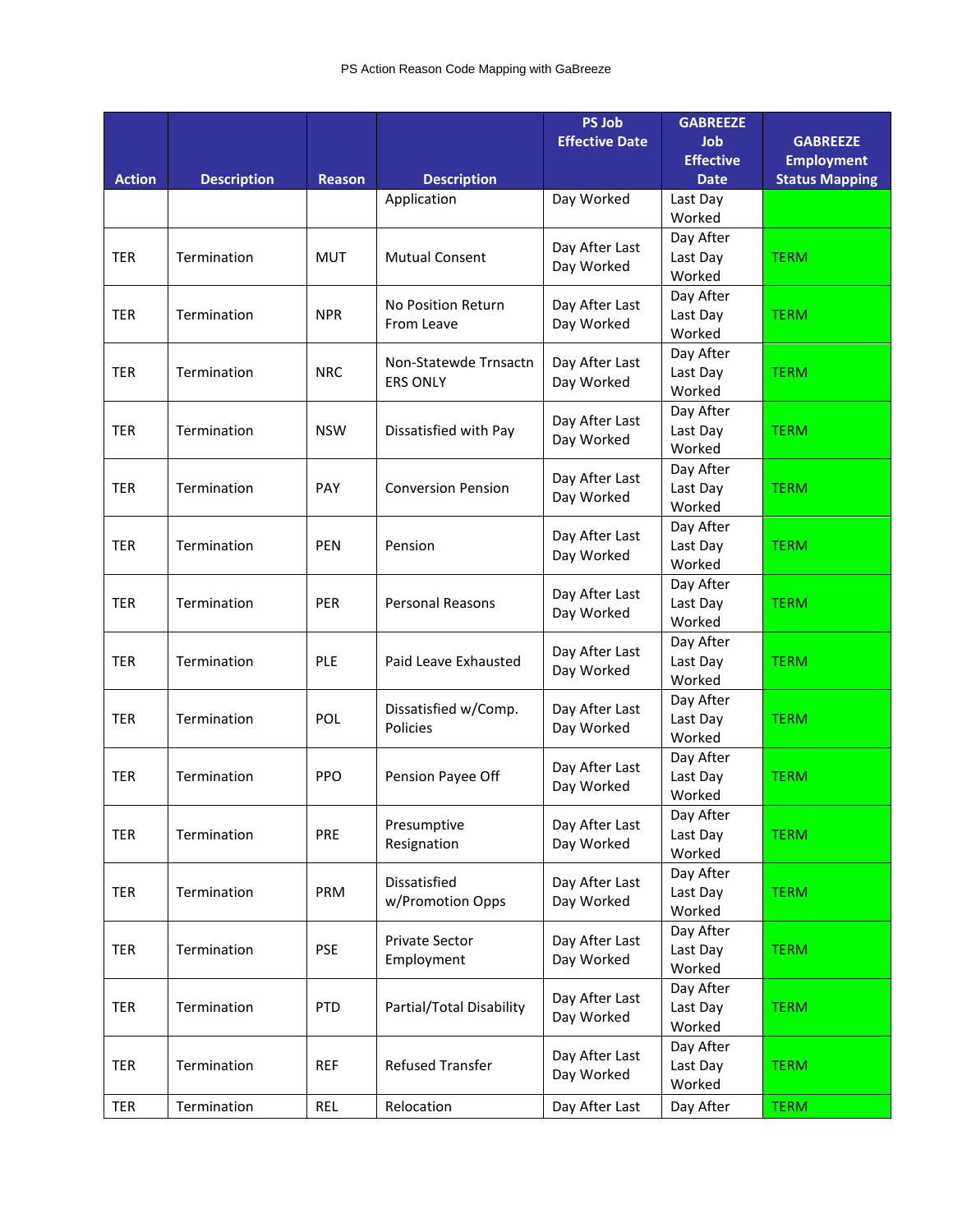PS Action Reason Code Mapping with GaBreeze

| Action | Description | Reason | Description | PS Job Effective Date | GABREEZE Job Effective Date | GABREEZE Employment Status Mapping |
|---|---|---|---|---|---|---|
| | | | Application | Day Worked | Last Day Worked | |
| TER | Termination | MUT | Mutual Consent | Day After Last Day Worked | Day After Last Day Worked | TERM |
| TER | Termination | NPR | No Position Return From Leave | Day After Last Day Worked | Day After Last Day Worked | TERM |
| TER | Termination | NRC | Non-Statewde Trnsactn ERS ONLY | Day After Last Day Worked | Day After Last Day Worked | TERM |
| TER | Termination | NSW | Dissatisfied with Pay | Day After Last Day Worked | Day After Last Day Worked | TERM |
| TER | Termination | PAY | Conversion Pension | Day After Last Day Worked | Day After Last Day Worked | TERM |
| TER | Termination | PEN | Pension | Day After Last Day Worked | Day After Last Day Worked | TERM |
| TER | Termination | PER | Personal Reasons | Day After Last Day Worked | Day After Last Day Worked | TERM |
| TER | Termination | PLE | Paid Leave Exhausted | Day After Last Day Worked | Day After Last Day Worked | TERM |
| TER | Termination | POL | Dissatisfied w/Comp. Policies | Day After Last Day Worked | Day After Last Day Worked | TERM |
| TER | Termination | PPO | Pension Payee Off | Day After Last Day Worked | Day After Last Day Worked | TERM |
| TER | Termination | PRE | Presumptive Resignation | Day After Last Day Worked | Day After Last Day Worked | TERM |
| TER | Termination | PRM | Dissatisfied w/Promotion Opps | Day After Last Day Worked | Day After Last Day Worked | TERM |
| TER | Termination | PSE | Private Sector Employment | Day After Last Day Worked | Day After Last Day Worked | TERM |
| TER | Termination | PTD | Partial/Total Disability | Day After Last Day Worked | Day After Last Day Worked | TERM |
| TER | Termination | REF | Refused Transfer | Day After Last Day Worked | Day After Last Day Worked | TERM |
| TER | Termination | REL | Relocation | Day After Last | Day After | TERM |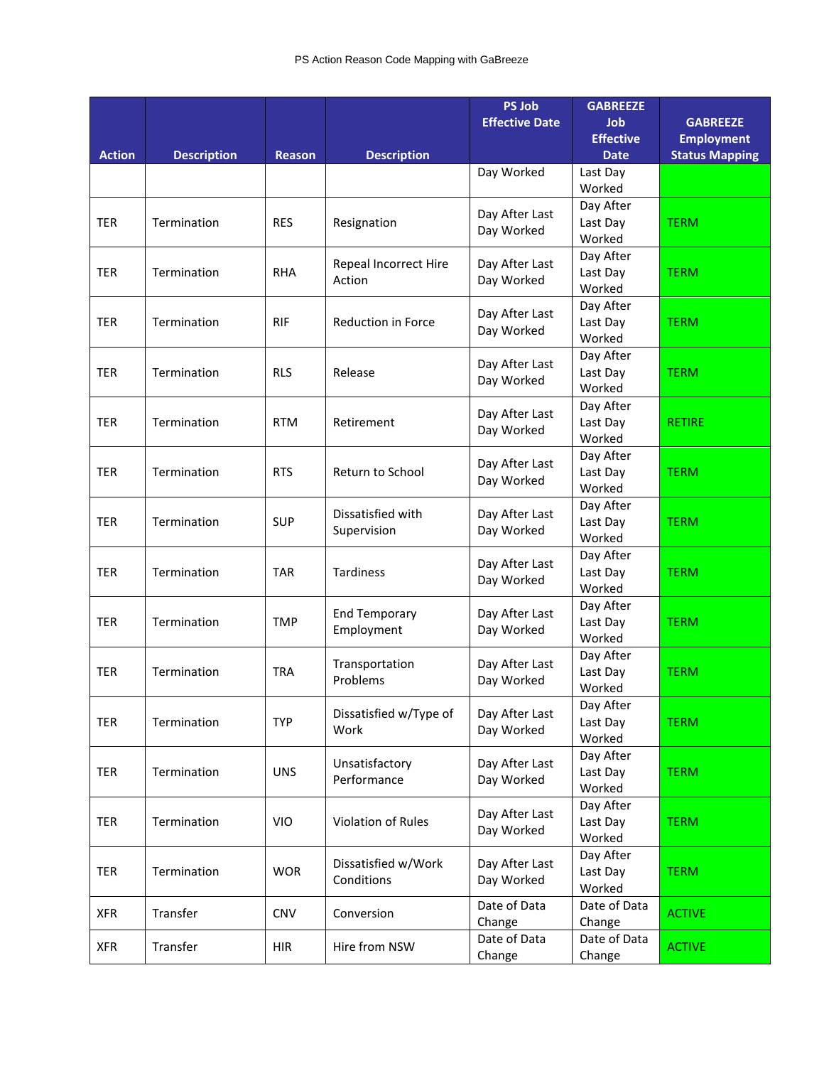PS Action Reason Code Mapping with GaBreeze

| Action | Description | Reason | Description | PS Job Effective Date | GABREEZE Job Effective Date | GABREEZE Employment Status Mapping |
|---|---|---|---|---|---|---|
| | | | | Day Worked | Last Day Worked | |
| TER | Termination | RES | Resignation | Day After Last Day Worked | Day After Last Day Worked | TERM |
| TER | Termination | RHA | Repeal Incorrect Hire Action | Day After Last Day Worked | Day After Last Day Worked | TERM |
| TER | Termination | RIF | Reduction in Force | Day After Last Day Worked | Day After Last Day Worked | TERM |
| TER | Termination | RLS | Release | Day After Last Day Worked | Day After Last Day Worked | TERM |
| TER | Termination | RTM | Retirement | Day After Last Day Worked | Day After Last Day Worked | RETIRE |
| TER | Termination | RTS | Return to School | Day After Last Day Worked | Day After Last Day Worked | TERM |
| TER | Termination | SUP | Dissatisfied with Supervision | Day After Last Day Worked | Day After Last Day Worked | TERM |
| TER | Termination | TAR | Tardiness | Day After Last Day Worked | Day After Last Day Worked | TERM |
| TER | Termination | TMP | End Temporary Employment | Day After Last Day Worked | Day After Last Day Worked | TERM |
| TER | Termination | TRA | Transportation Problems | Day After Last Day Worked | Day After Last Day Worked | TERM |
| TER | Termination | TYP | Dissatisfied w/Type of Work | Day After Last Day Worked | Day After Last Day Worked | TERM |
| TER | Termination | UNS | Unsatisfactory Performance | Day After Last Day Worked | Day After Last Day Worked | TERM |
| TER | Termination | VIO | Violation of Rules | Day After Last Day Worked | Day After Last Day Worked | TERM |
| TER | Termination | WOR | Dissatisfied w/Work Conditions | Day After Last Day Worked | Day After Last Day Worked | TERM |
| XFR | Transfer | CNV | Conversion | Date of Data Change | Date of Data Change | ACTIVE |
| XFR | Transfer | HIR | Hire from NSW | Date of Data Change | Date of Data Change | ACTIVE |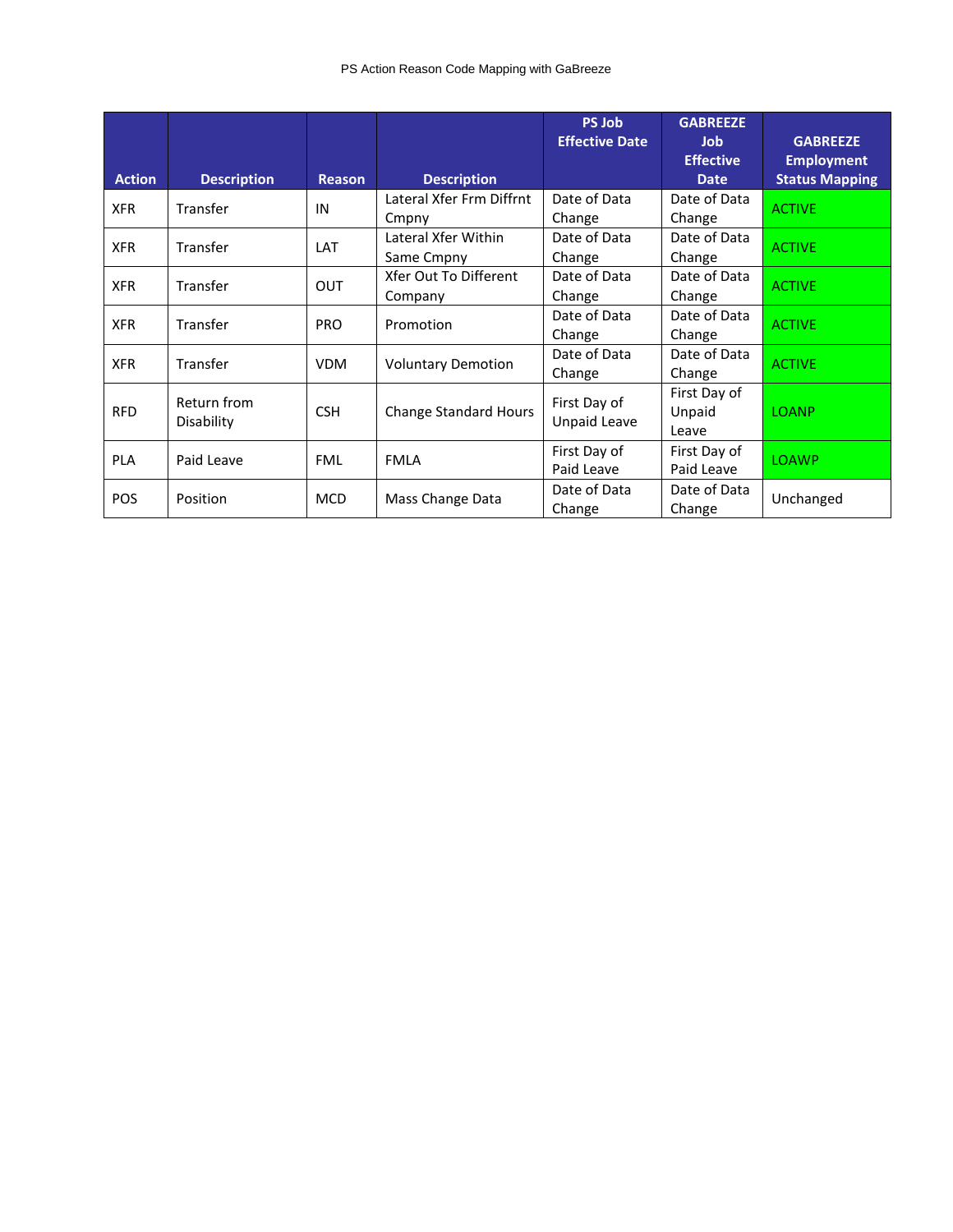PS Action Reason Code Mapping with GaBreeze

| Action | Description | Reason | Description | PS Job Effective Date | GABREEZE Job Effective Date | GABREEZE Employment Status Mapping |
|---|---|---|---|---|---|---|
| XFR | Transfer | IN | Lateral Xfer Frm Diffrnt Cmpny | Date of Data Change | Date of Data Change | ACTIVE |
| XFR | Transfer | LAT | Lateral Xfer Within Same Cmpny | Date of Data Change | Date of Data Change | ACTIVE |
| XFR | Transfer | OUT | Xfer Out To Different Company | Date of Data Change | Date of Data Change | ACTIVE |
| XFR | Transfer | PRO | Promotion | Date of Data Change | Date of Data Change | ACTIVE |
| XFR | Transfer | VDM | Voluntary Demotion | Date of Data Change | Date of Data Change | ACTIVE |
| RFD | Return from Disability | CSH | Change Standard Hours | First Day of Unpaid Leave | First Day of Unpaid Leave | LOANP |
| PLA | Paid Leave | FML | FMLA | First Day of Paid Leave | First Day of Paid Leave | LOAWP |
| POS | Position | MCD | Mass Change Data | Date of Data Change | Date of Data Change | Unchanged |